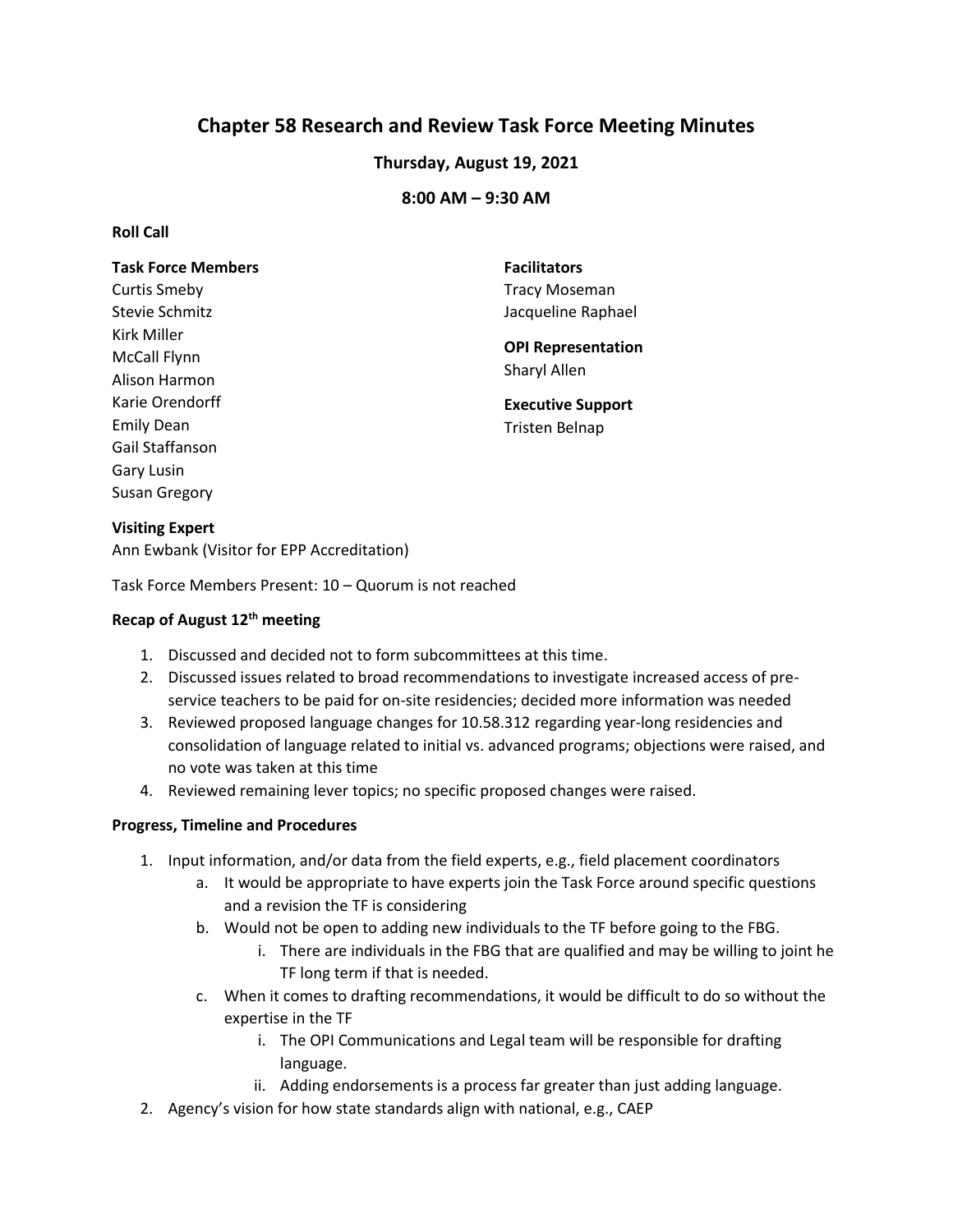# Chapter 58 Research and Review Task Force Meeting Minutes

### Thursday, August 19, 2021

### 8:00 AM – 9:30 AM

**Roll Call**

**Task Force Members**
Curtis Smeby
Stevie Schmitz
Kirk Miller
McCall Flynn
Alison Harmon
Karie Orendorff
Emily Dean
Gail Staffanson
Gary Lusin
Susan Gregory

**Facilitators**
Tracy Moseman
Jacqueline Raphael

**OPI Representation**
Sharyl Allen

**Executive Support**
Tristen Belnap

**Visiting Expert**
Ann Ewbank (Visitor for EPP Accreditation)

Task Force Members Present: 10 – Quorum is not reached

**Recap of August 12th meeting**

1. Discussed and decided not to form subcommittees at this time.
2. Discussed issues related to broad recommendations to investigate increased access of pre-service teachers to be paid for on-site residencies; decided more information was needed
3. Reviewed proposed language changes for 10.58.312 regarding year-long residencies and consolidation of language related to initial vs. advanced programs; objections were raised, and no vote was taken at this time
4. Reviewed remaining lever topics; no specific proposed changes were raised.

**Progress, Timeline and Procedures**

1. Input information, and/or data from the field experts, e.g., field placement coordinators
   a. It would be appropriate to have experts join the Task Force around specific questions and a revision the TF is considering
   b. Would not be open to adding new individuals to the TF before going to the FBG.
      i. There are individuals in the FBG that are qualified and may be willing to joint he TF long term if that is needed.
   c. When it comes to drafting recommendations, it would be difficult to do so without the expertise in the TF
      i. The OPI Communications and Legal team will be responsible for drafting language.
      ii. Adding endorsements is a process far greater than just adding language.
2. Agency's vision for how state standards align with national, e.g., CAEP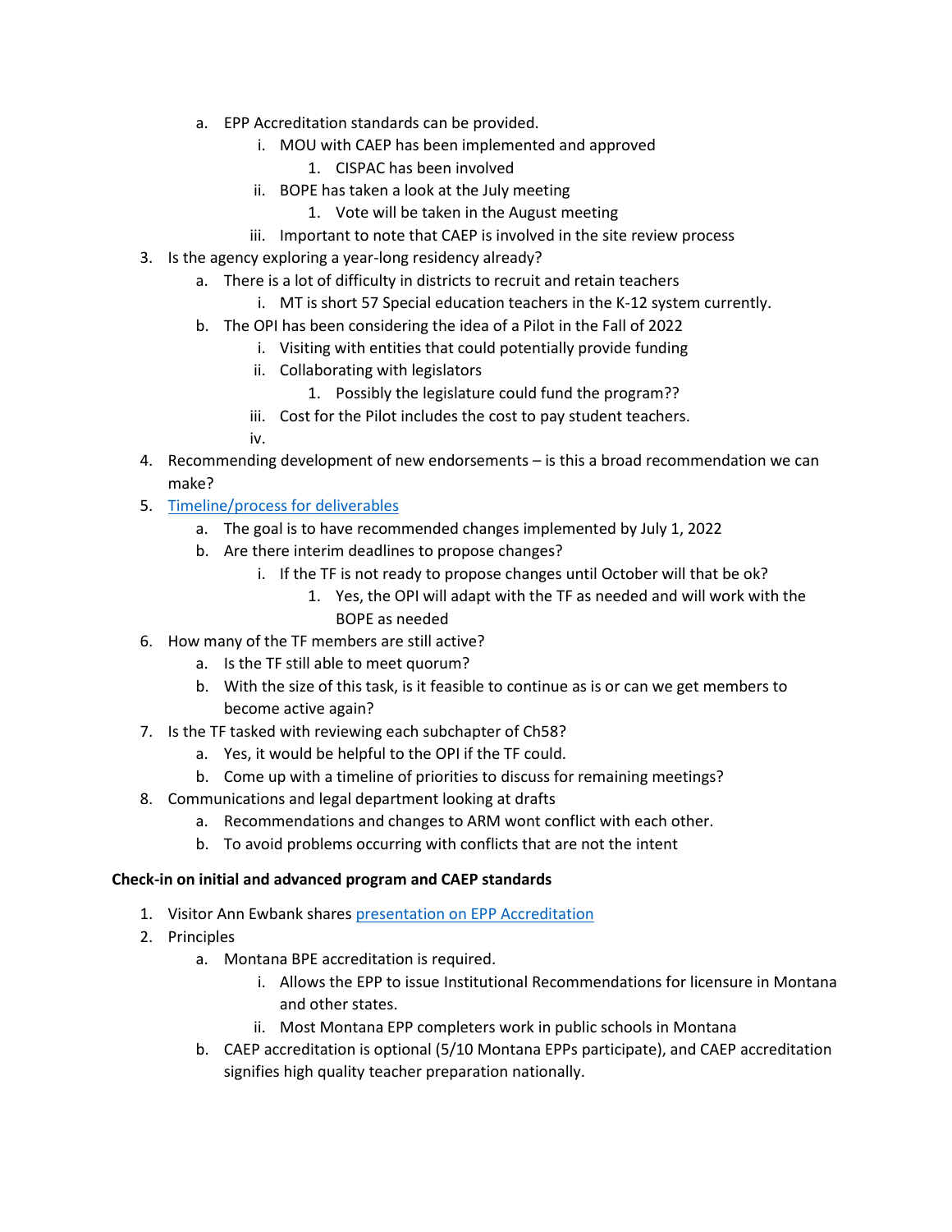a. EPP Accreditation standards can be provided.
      i. MOU with CAEP has been implemented and approved
         1. CISPAC has been involved
      ii. BOPE has taken a look at the July meeting
         1. Vote will be taken in the August meeting
      iii. Important to note that CAEP is involved in the site review process
3. Is the agency exploring a year-long residency already?
   a. There is a lot of difficulty in districts to recruit and retain teachers
      i. MT is short 57 Special education teachers in the K-12 system currently.
   b. The OPI has been considering the idea of a Pilot in the Fall of 2022
      i. Visiting with entities that could potentially provide funding
      ii. Collaborating with legislators
         1. Possibly the legislature could fund the program??
      iii. Cost for the Pilot includes the cost to pay student teachers.
      iv.
4. Recommending development of new endorsements – is this a broad recommendation we can make?
5. [Timeline/process for deliverables]()
   a. The goal is to have recommended changes implemented by July 1, 2022
   b. Are there interim deadlines to propose changes?
      i. If the TF is not ready to propose changes until October will that be ok?
         1. Yes, the OPI will adapt with the TF as needed and will work with the BOPE as needed
6. How many of the TF members are still active?
   a. Is the TF still able to meet quorum?
   b. With the size of this task, is it feasible to continue as is or can we get members to become active again?
7. Is the TF tasked with reviewing each subchapter of Ch58?
   a. Yes, it would be helpful to the OPI if the TF could.
   b. Come up with a timeline of priorities to discuss for remaining meetings?
8. Communications and legal department looking at drafts
   a. Recommendations and changes to ARM wont conflict with each other.
   b. To avoid problems occurring with conflicts that are not the intent

**Check-in on initial and advanced program and CAEP standards**

1. Visitor Ann Ewbank shares [presentation on EPP Accreditation]()
2. Principles
   a. Montana BPE accreditation is required.
      i. Allows the EPP to issue Institutional Recommendations for licensure in Montana and other states.
      ii. Most Montana EPP completers work in public schools in Montana
   b. CAEP accreditation is optional (5/10 Montana EPPs participate), and CAEP accreditation signifies high quality teacher preparation nationally.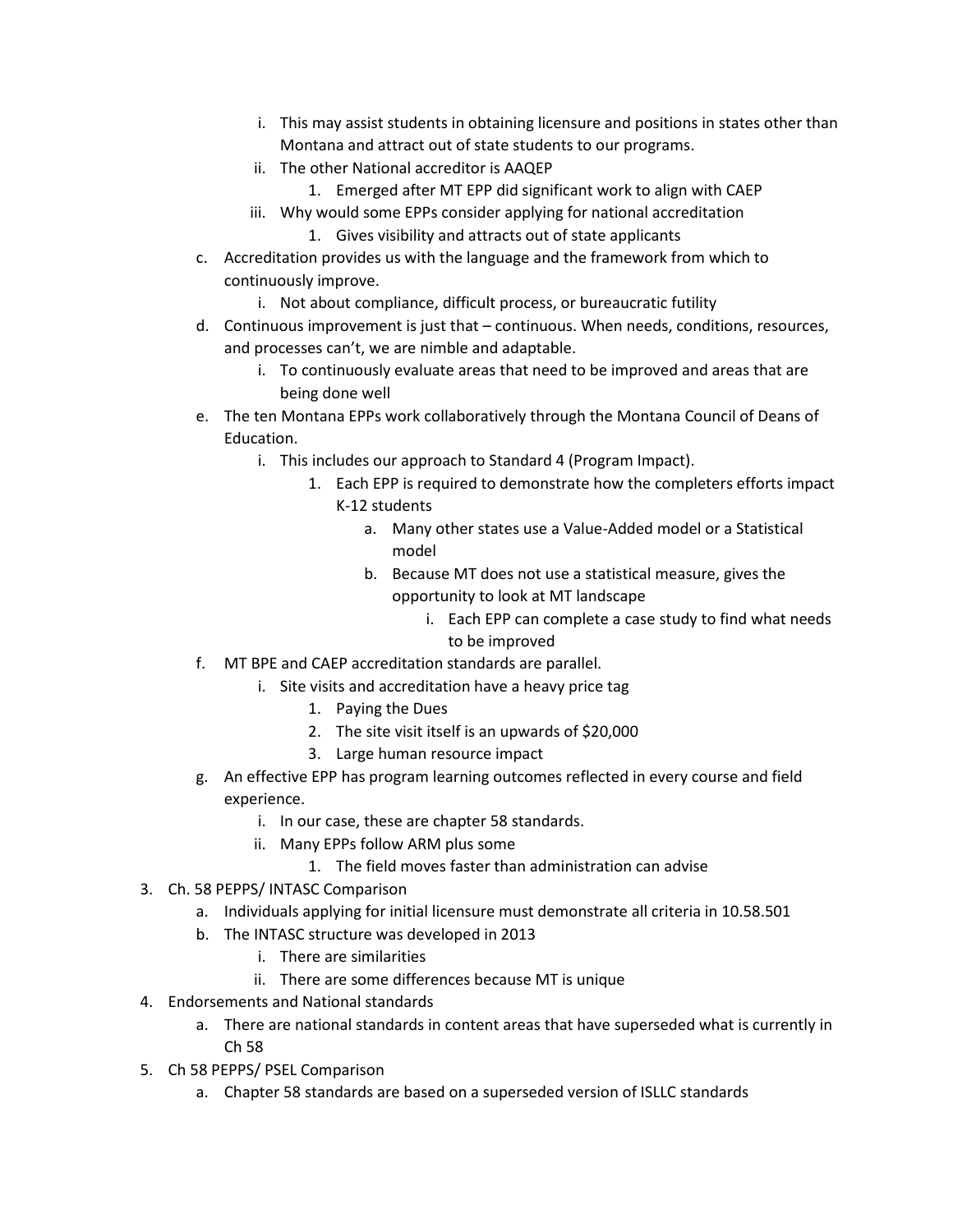i. This may assist students in obtaining licensure and positions in states other than Montana and attract out of state students to our programs.
      ii. The other National accreditor is AAQEP
         1. Emerged after MT EPP did significant work to align with CAEP
      iii. Why would some EPPs consider applying for national accreditation
         1. Gives visibility and attracts out of state applicants

   c. Accreditation provides us with the language and the framework from which to continuously improve.
      i. Not about compliance, difficult process, or bureaucratic futility
   d. Continuous improvement is just that – continuous. When needs, conditions, resources, and processes can't, we are nimble and adaptable.
      i. To continuously evaluate areas that need to be improved and areas that are being done well
   e. The ten Montana EPPs work collaboratively through the Montana Council of Deans of Education.
      i. This includes our approach to Standard 4 (Program Impact).
         1. Each EPP is required to demonstrate how the completers efforts impact K-12 students
            a. Many other states use a Value-Added model or a Statistical model
            b. Because MT does not use a statistical measure, gives the opportunity to look at MT landscape
               i. Each EPP can complete a case study to find what needs to be improved
   f. MT BPE and CAEP accreditation standards are parallel.
      i. Site visits and accreditation have a heavy price tag
         1. Paying the Dues
         2. The site visit itself is an upwards of $20,000
         3. Large human resource impact
   g. An effective EPP has program learning outcomes reflected in every course and field experience.
      i. In our case, these are chapter 58 standards.
      ii. Many EPPs follow ARM plus some
         1. The field moves faster than administration can advise

3. Ch. 58 PEPPS/ INTASC Comparison
   a. Individuals applying for initial licensure must demonstrate all criteria in 10.58.501
   b. The INTASC structure was developed in 2013
      i. There are similarities
      ii. There are some differences because MT is unique
4. Endorsements and National standards
   a. There are national standards in content areas that have superseded what is currently in Ch 58
5. Ch 58 PEPPS/ PSEL Comparison
   a. Chapter 58 standards are based on a superseded version of ISLLC standards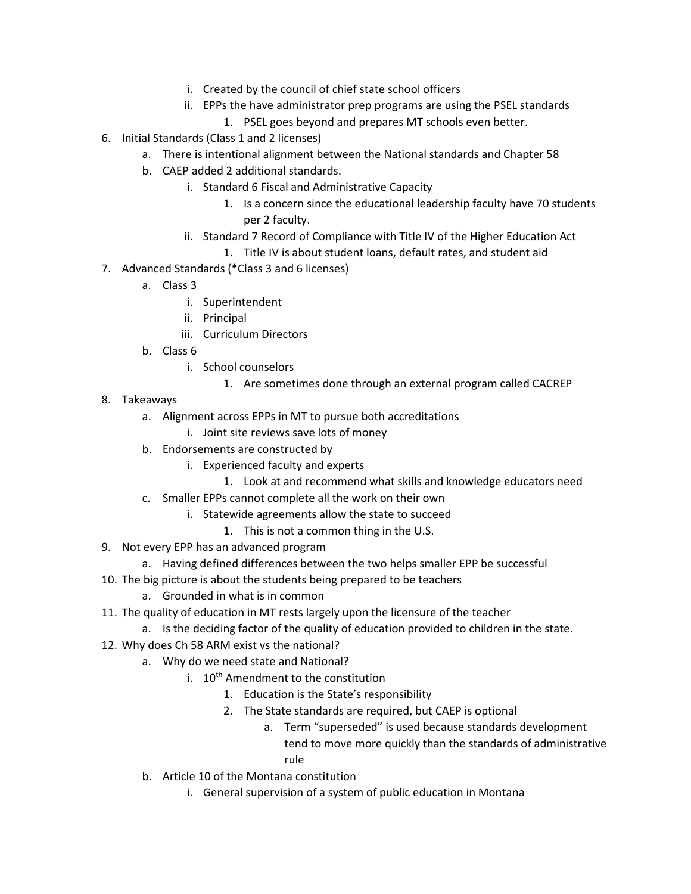i. Created by the council of chief state school officers
      ii. EPPs the have administrator prep programs are using the PSEL standards
         1. PSEL goes beyond and prepares MT schools even better.

6. Initial Standards (Class 1 and 2 licenses)
   a. There is intentional alignment between the National standards and Chapter 58
   b. CAEP added 2 additional standards.
      i. Standard 6 Fiscal and Administrative Capacity
         1. Is a concern since the educational leadership faculty have 70 students per 2 faculty.
      ii. Standard 7 Record of Compliance with Title IV of the Higher Education Act
         1. Title IV is about student loans, default rates, and student aid
7. Advanced Standards (*Class 3 and 6 licenses)
   a. Class 3
      i. Superintendent
      ii. Principal
      iii. Curriculum Directors
   b. Class 6
      i. School counselors
         1. Are sometimes done through an external program called CACREP
8. Takeaways
   a. Alignment across EPPs in MT to pursue both accreditations
      i. Joint site reviews save lots of money
   b. Endorsements are constructed by
      i. Experienced faculty and experts
         1. Look at and recommend what skills and knowledge educators need
   c. Smaller EPPs cannot complete all the work on their own
      i. Statewide agreements allow the state to succeed
         1. This is not a common thing in the U.S.
9. Not every EPP has an advanced program
   a. Having defined differences between the two helps smaller EPP be successful
10. The big picture is about the students being prepared to be teachers
    a. Grounded in what is in common
11. The quality of education in MT rests largely upon the licensure of the teacher
    a. Is the deciding factor of the quality of education provided to children in the state.
12. Why does Ch 58 ARM exist vs the national?
    a. Why do we need state and National?
       i. 10th Amendment to the constitution
          1. Education is the State's responsibility
          2. The State standards are required, but CAEP is optional
             a. Term "superseded" is used because standards development tend to move more quickly than the standards of administrative rule
    b. Article 10 of the Montana constitution
       i. General supervision of a system of public education in Montana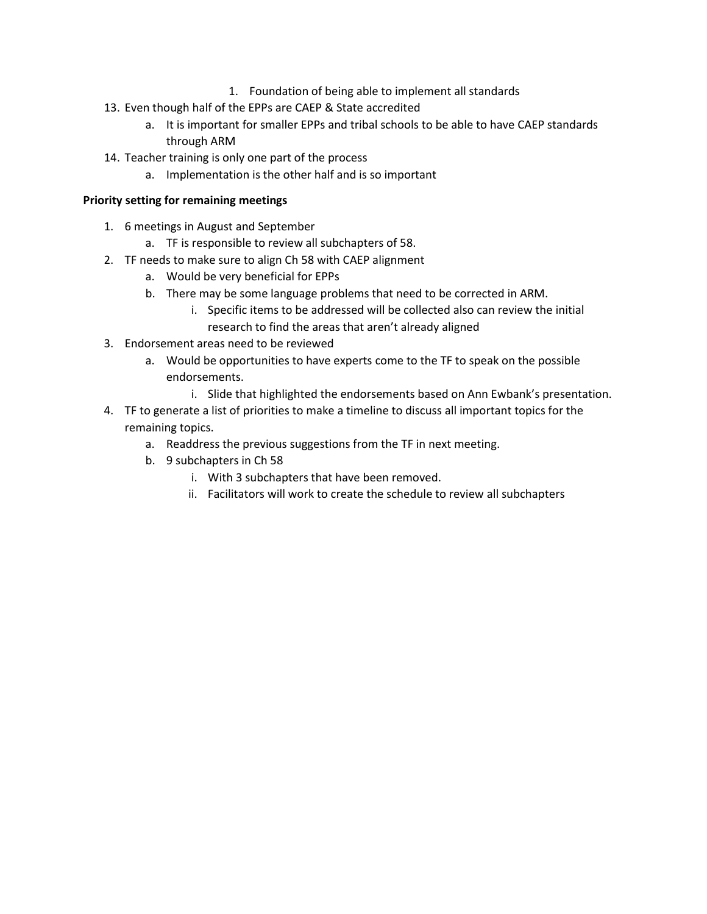1. Foundation of being able to implement all standards

13. Even though half of the EPPs are CAEP & State accredited
    a. It is important for smaller EPPs and tribal schools to be able to have CAEP standards through ARM
14. Teacher training is only one part of the process
    a. Implementation is the other half and is so important

**Priority setting for remaining meetings**

1. 6 meetings in August and September
    a. TF is responsible to review all subchapters of 58.
2. TF needs to make sure to align Ch 58 with CAEP alignment
    a. Would be very beneficial for EPPs
    b. There may be some language problems that need to be corrected in ARM.
        i. Specific items to be addressed will be collected also can review the initial research to find the areas that aren't already aligned
3. Endorsement areas need to be reviewed
    a. Would be opportunities to have experts come to the TF to speak on the possible endorsements.
        i. Slide that highlighted the endorsements based on Ann Ewbank's presentation.
4. TF to generate a list of priorities to make a timeline to discuss all important topics for the remaining topics.
    a. Readdress the previous suggestions from the TF in next meeting.
    b. 9 subchapters in Ch 58
        i. With 3 subchapters that have been removed.
        ii. Facilitators will work to create the schedule to review all subchapters